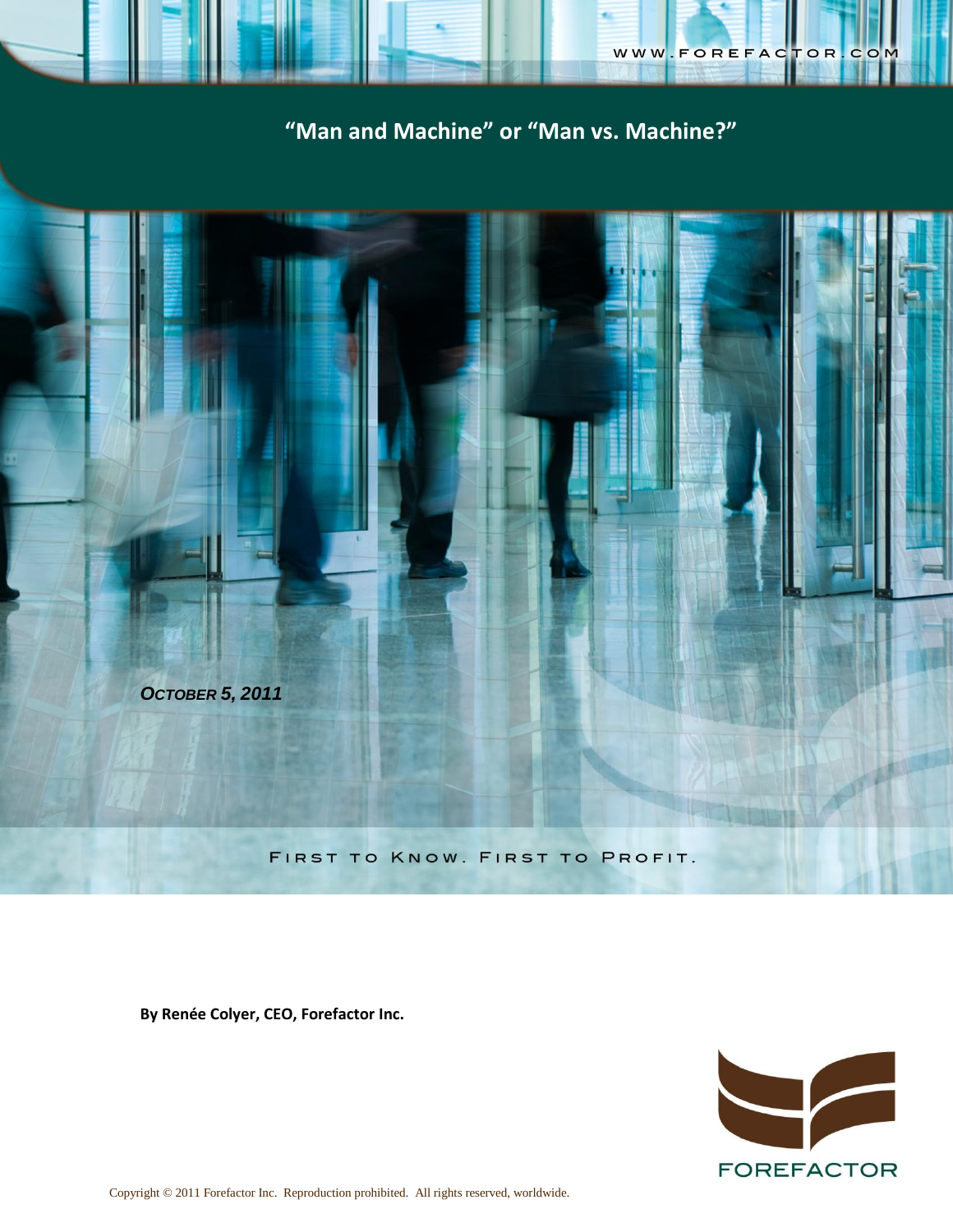WWW.FOREFACTOR.COM

# "Man and Machine" or "Man vs. Machine?"

***October 5, 2011***

First to Know. First to Profit.

**By Renée Colyer, CEO, Forefactor Inc.**

FOREFACTOR

Copyright © 2011 Forefactor Inc. Reproduction prohibited. All rights reserved, worldwide.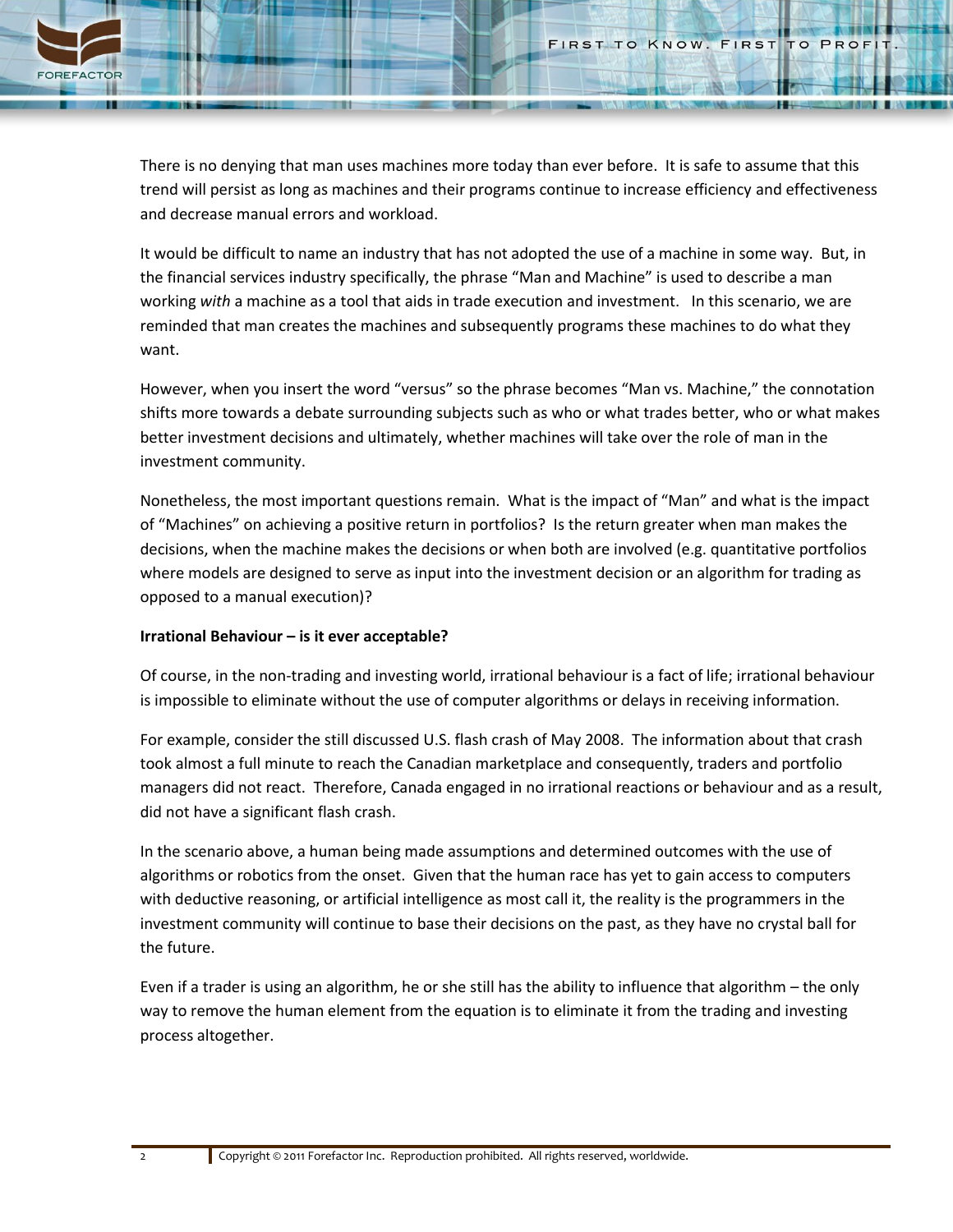There is no denying that man uses machines more today than ever before. It is safe to assume that this trend will persist as long as machines and their programs continue to increase efficiency and effectiveness and decrease manual errors and workload.

It would be difficult to name an industry that has not adopted the use of a machine in some way. But, in the financial services industry specifically, the phrase "Man and Machine" is used to describe a man working *with* a machine as a tool that aids in trade execution and investment. In this scenario, we are reminded that man creates the machines and subsequently programs these machines to do what they want.

However, when you insert the word "versus" so the phrase becomes "Man vs. Machine," the connotation shifts more towards a debate surrounding subjects such as who or what trades better, who or what makes better investment decisions and ultimately, whether machines will take over the role of man in the investment community.

Nonetheless, the most important questions remain. What is the impact of "Man" and what is the impact of "Machines" on achieving a positive return in portfolios? Is the return greater when man makes the decisions, when the machine makes the decisions or when both are involved (e.g. quantitative portfolios where models are designed to serve as input into the investment decision or an algorithm for trading as opposed to a manual execution)?

**Irrational Behaviour – is it ever acceptable?**

Of course, in the non-trading and investing world, irrational behaviour is a fact of life; irrational behaviour is impossible to eliminate without the use of computer algorithms or delays in receiving information.

For example, consider the still discussed U.S. flash crash of May 2008. The information about that crash took almost a full minute to reach the Canadian marketplace and consequently, traders and portfolio managers did not react. Therefore, Canada engaged in no irrational reactions or behaviour and as a result, did not have a significant flash crash.

In the scenario above, a human being made assumptions and determined outcomes with the use of algorithms or robotics from the onset. Given that the human race has yet to gain access to computers with deductive reasoning, or artificial intelligence as most call it, the reality is the programmers in the investment community will continue to base their decisions on the past, as they have no crystal ball for the future.

Even if a trader is using an algorithm, he or she still has the ability to influence that algorithm – the only way to remove the human element from the equation is to eliminate it from the trading and investing process altogether.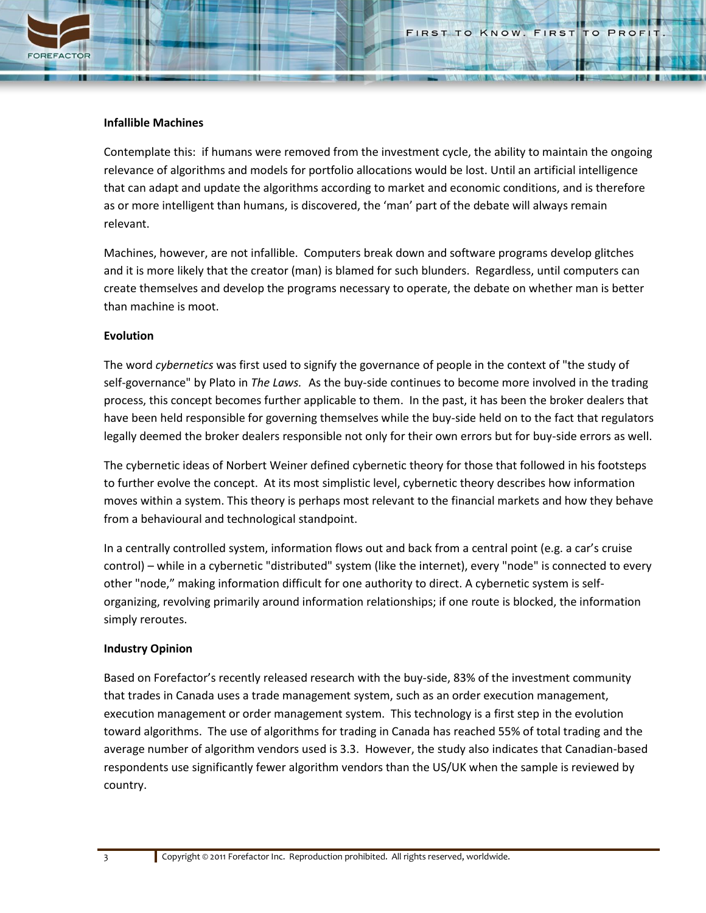**Infallible Machines**

Contemplate this: if humans were removed from the investment cycle, the ability to maintain the ongoing relevance of algorithms and models for portfolio allocations would be lost. Until an artificial intelligence that can adapt and update the algorithms according to market and economic conditions, and is therefore as or more intelligent than humans, is discovered, the 'man' part of the debate will always remain relevant.

Machines, however, are not infallible. Computers break down and software programs develop glitches and it is more likely that the creator (man) is blamed for such blunders. Regardless, until computers can create themselves and develop the programs necessary to operate, the debate on whether man is better than machine is moot.

**Evolution**

The word *cybernetics* was first used to signify the governance of people in the context of "the study of self-governance" by Plato in *The Laws.* As the buy-side continues to become more involved in the trading process, this concept becomes further applicable to them. In the past, it has been the broker dealers that have been held responsible for governing themselves while the buy-side held on to the fact that regulators legally deemed the broker dealers responsible not only for their own errors but for buy-side errors as well.

The cybernetic ideas of Norbert Weiner defined cybernetic theory for those that followed in his footsteps to further evolve the concept. At its most simplistic level, cybernetic theory describes how information moves within a system. This theory is perhaps most relevant to the financial markets and how they behave from a behavioural and technological standpoint.

In a centrally controlled system, information flows out and back from a central point (e.g. a car's cruise control) – while in a cybernetic "distributed" system (like the internet), every "node" is connected to every other "node," making information difficult for one authority to direct. A cybernetic system is self-organizing, revolving primarily around information relationships; if one route is blocked, the information simply reroutes.

**Industry Opinion**

Based on Forefactor's recently released research with the buy-side, 83% of the investment community that trades in Canada uses a trade management system, such as an order execution management, execution management or order management system. This technology is a first step in the evolution toward algorithms. The use of algorithms for trading in Canada has reached 55% of total trading and the average number of algorithm vendors used is 3.3. However, the study also indicates that Canadian-based respondents use significantly fewer algorithm vendors than the US/UK when the sample is reviewed by country.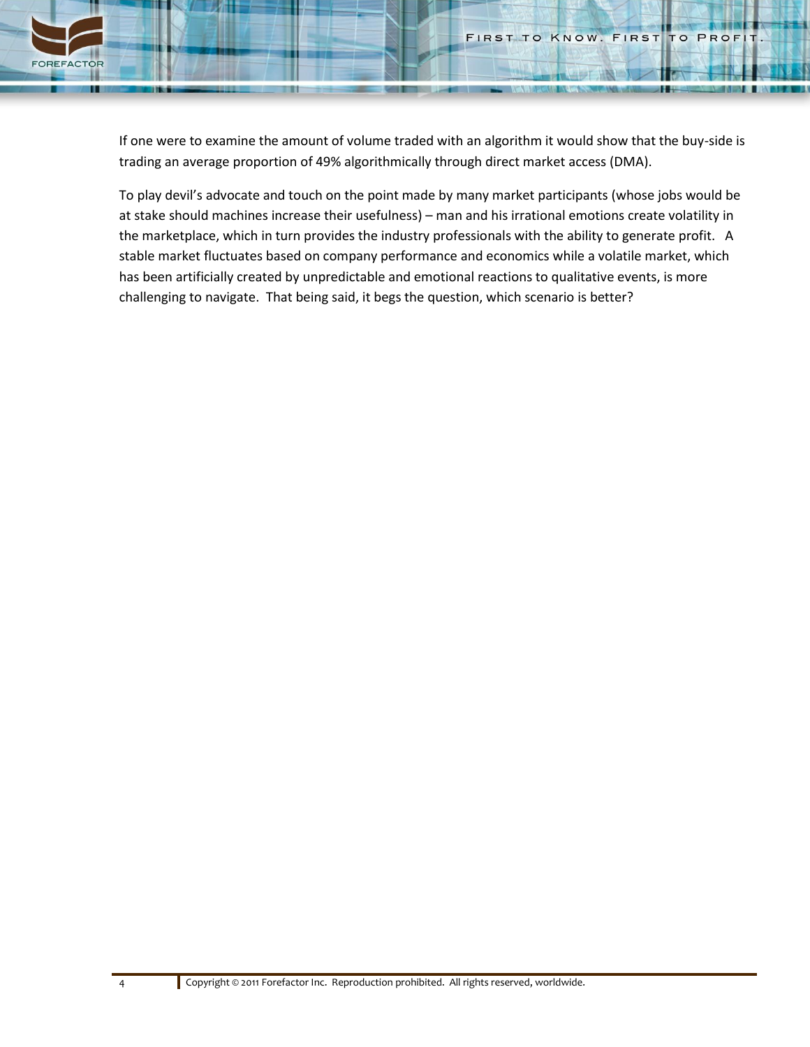If one were to examine the amount of volume traded with an algorithm it would show that the buy-side is trading an average proportion of 49% algorithmically through direct market access (DMA).

To play devil's advocate and touch on the point made by many market participants (whose jobs would be at stake should machines increase their usefulness) – man and his irrational emotions create volatility in the marketplace, which in turn provides the industry professionals with the ability to generate profit. A stable market fluctuates based on company performance and economics while a volatile market, which has been artificially created by unpredictable and emotional reactions to qualitative events, is more challenging to navigate. That being said, it begs the question, which scenario is better?